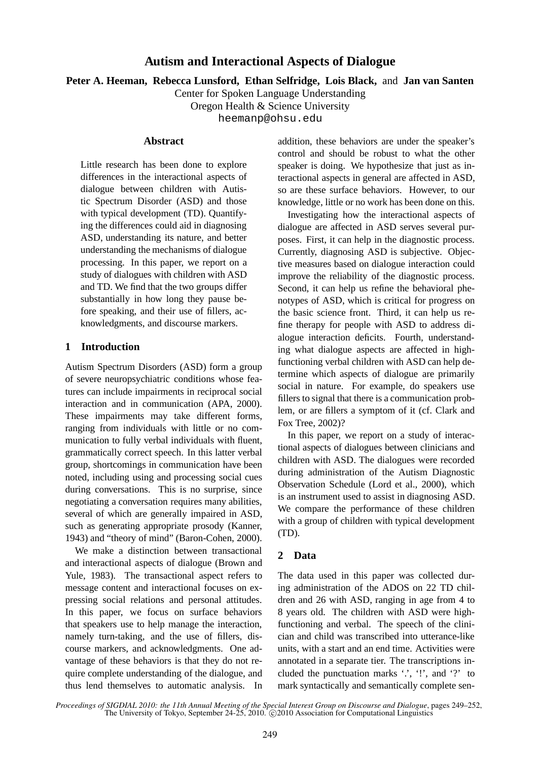# Autism and Interactional Aspects of Dialogue

**Peter A. Heeman, Rebecca Lunsford, Ethan Selfridge, Lois Black,** and **Jan van Santen**
Center for Spoken Language Understanding
Oregon Health & Science University
heemanp@ohsu.edu

## Abstract

Little research has been done to explore differences in the interactional aspects of dialogue between children with Autistic Spectrum Disorder (ASD) and those with typical development (TD). Quantifying the differences could aid in diagnosing ASD, understanding its nature, and better understanding the mechanisms of dialogue processing. In this paper, we report on a study of dialogues with children with ASD and TD. We find that the two groups differ substantially in how long they pause before speaking, and their use of fillers, acknowledgments, and discourse markers.

## 1 Introduction

Autism Spectrum Disorders (ASD) form a group of severe neuropsychiatric conditions whose features can include impairments in reciprocal social interaction and in communication (APA, 2000). These impairments may take different forms, ranging from individuals with little or no communication to fully verbal individuals with fluent, grammatically correct speech. In this latter verbal group, shortcomings in communication have been noted, including using and processing social cues during conversations. This is no surprise, since negotiating a conversation requires many abilities, several of which are generally impaired in ASD, such as generating appropriate prosody (Kanner, 1943) and "theory of mind" (Baron-Cohen, 2000).

We make a distinction between transactional and interactional aspects of dialogue (Brown and Yule, 1983). The transactional aspect refers to message content and interactional focuses on expressing social relations and personal attitudes. In this paper, we focus on surface behaviors that speakers use to help manage the interaction, namely turn-taking, and the use of fillers, discourse markers, and acknowledgments. One advantage of these behaviors is that they do not require complete understanding of the dialogue, and thus lend themselves to automatic analysis. In addition, these behaviors are under the speaker's control and should be robust to what the other speaker is doing. We hypothesize that just as interactional aspects in general are affected in ASD, so are these surface behaviors. However, to our knowledge, little or no work has been done on this.

Investigating how the interactional aspects of dialogue are affected in ASD serves several purposes. First, it can help in the diagnostic process. Currently, diagnosing ASD is subjective. Objective measures based on dialogue interaction could improve the reliability of the diagnostic process. Second, it can help us refine the behavioral phenotypes of ASD, which is critical for progress on the basic science front. Third, it can help us refine therapy for people with ASD to address dialogue interaction deficits. Fourth, understanding what dialogue aspects are affected in high-functioning verbal children with ASD can help determine which aspects of dialogue are primarily social in nature. For example, do speakers use fillers to signal that there is a communication problem, or are fillers a symptom of it (cf. Clark and Fox Tree, 2002)?

In this paper, we report on a study of interactional aspects of dialogues between clinicians and children with ASD. The dialogues were recorded during administration of the Autism Diagnostic Observation Schedule (Lord et al., 2000), which is an instrument used to assist in diagnosing ASD. We compare the performance of these children with a group of children with typical development (TD).

## 2 Data

The data used in this paper was collected during administration of the ADOS on 22 TD children and 26 with ASD, ranging in age from 4 to 8 years old. The children with ASD were high-functioning and verbal. The speech of the clinician and child was transcribed into utterance-like units, with a start and an end time. Activities were annotated in a separate tier. The transcriptions included the punctuation marks '.', '!', and '?' to mark syntactically and semantically complete sen-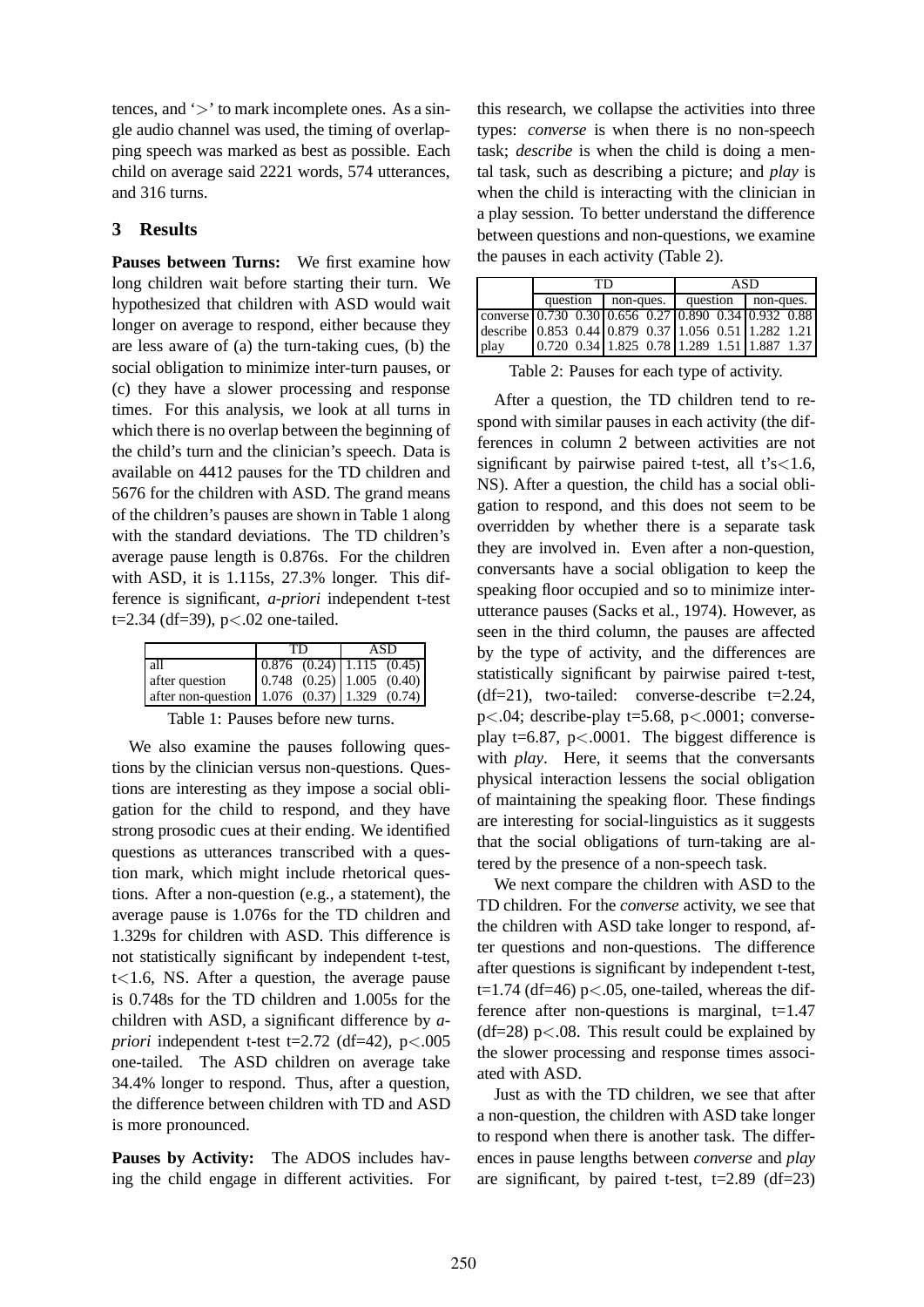tences, and '>' to mark incomplete ones. As a single audio channel was used, the timing of overlapping speech was marked as best as possible. Each child on average said 2221 words, 574 utterances, and 316 turns.

## 3 Results

**Pauses between Turns:** We first examine how long children wait before starting their turn. We hypothesized that children with ASD would wait longer on average to respond, either because they are less aware of (a) the turn-taking cues, (b) the social obligation to minimize inter-turn pauses, or (c) they have a slower processing and response times. For this analysis, we look at all turns in which there is no overlap between the beginning of the child's turn and the clinician's speech. Data is available on 4412 pauses for the TD children and 5676 for the children with ASD. The grand means of the children's pauses are shown in Table 1 along with the standard deviations. The TD children's average pause length is 0.876s. For the children with ASD, it is 1.115s, 27.3% longer. This difference is significant, *a-priori* independent t-test t=2.34 (df=39), p<.02 one-tailed.

| | TD | | ASD | |
|---|---|---|---|---|
| all | 0.876 | (0.24) | 1.115 | (0.45) |
| after question | 0.748 | (0.25) | 1.005 | (0.40) |
| after non-question | 1.076 | (0.37) | 1.329 | (0.74) |

Table 1: Pauses before new turns.

We also examine the pauses following questions by the clinician versus non-questions. Questions are interesting as they impose a social obligation for the child to respond, and they have strong prosodic cues at their ending. We identified questions as utterances transcribed with a question mark, which might include rhetorical questions. After a non-question (e.g., a statement), the average pause is 1.076s for the TD children and 1.329s for children with ASD. This difference is not statistically significant by independent t-test, t<1.6, NS. After a question, the average pause is 0.748s for the TD children and 1.005s for the children with ASD, a significant difference by *a-priori* independent t-test t=2.72 (df=42), p<.005 one-tailed. The ASD children on average take 34.4% longer to respond. Thus, after a question, the difference between children with TD and ASD is more pronounced.

**Pauses by Activity:** The ADOS includes having the child engage in different activities. For this research, we collapse the activities into three types: *converse* is when there is no non-speech task; *describe* is when the child is doing a mental task, such as describing a picture; and *play* is when the child is interacting with the clinician in a play session. To better understand the difference between questions and non-questions, we examine the pauses in each activity (Table 2).

| | TD | | | | ASD | | | |
|---|---|---|---|---|---|---|---|---|
| | question | | non-ques. | | question | | non-ques. | |
| converse | 0.730 | 0.30 | 0.656 | 0.27 | 0.890 | 0.34 | 0.932 | 0.88 |
| describe | 0.853 | 0.44 | 0.879 | 0.37 | 1.056 | 0.51 | 1.282 | 1.21 |
| play | 0.720 | 0.34 | 1.825 | 0.78 | 1.289 | 1.51 | 1.887 | 1.37 |

Table 2: Pauses for each type of activity.

After a question, the TD children tend to respond with similar pauses in each activity (the differences in column 2 between activities are not significant by pairwise paired t-test, all t's<1.6, NS). After a question, the child has a social obligation to respond, and this does not seem to be overridden by whether there is a separate task they are involved in. Even after a non-question, conversants have a social obligation to keep the speaking floor occupied and so to minimize inter-utterance pauses (Sacks et al., 1974). However, as seen in the third column, the pauses are affected by the type of activity, and the differences are statistically significant by pairwise paired t-test, (df=21), two-tailed: converse-describe t=2.24, p<.04; describe-play t=5.68, p<.0001; converse-play t=6.87, p<.0001. The biggest difference is with *play*. Here, it seems that the conversants physical interaction lessens the social obligation of maintaining the speaking floor. These findings are interesting for social-linguistics as it suggests that the social obligations of turn-taking are altered by the presence of a non-speech task.

We next compare the children with ASD to the TD children. For the *converse* activity, we see that the children with ASD take longer to respond, after questions and non-questions. The difference after questions is significant by independent t-test, t=1.74 (df=46) p<.05, one-tailed, whereas the difference after non-questions is marginal, t=1.47 (df=28) p<.08. This result could be explained by the slower processing and response times associated with ASD.

Just as with the TD children, we see that after a non-question, the children with ASD take longer to respond when there is another task. The differences in pause lengths between *converse* and *play* are significant, by paired t-test, t=2.89 (df=23)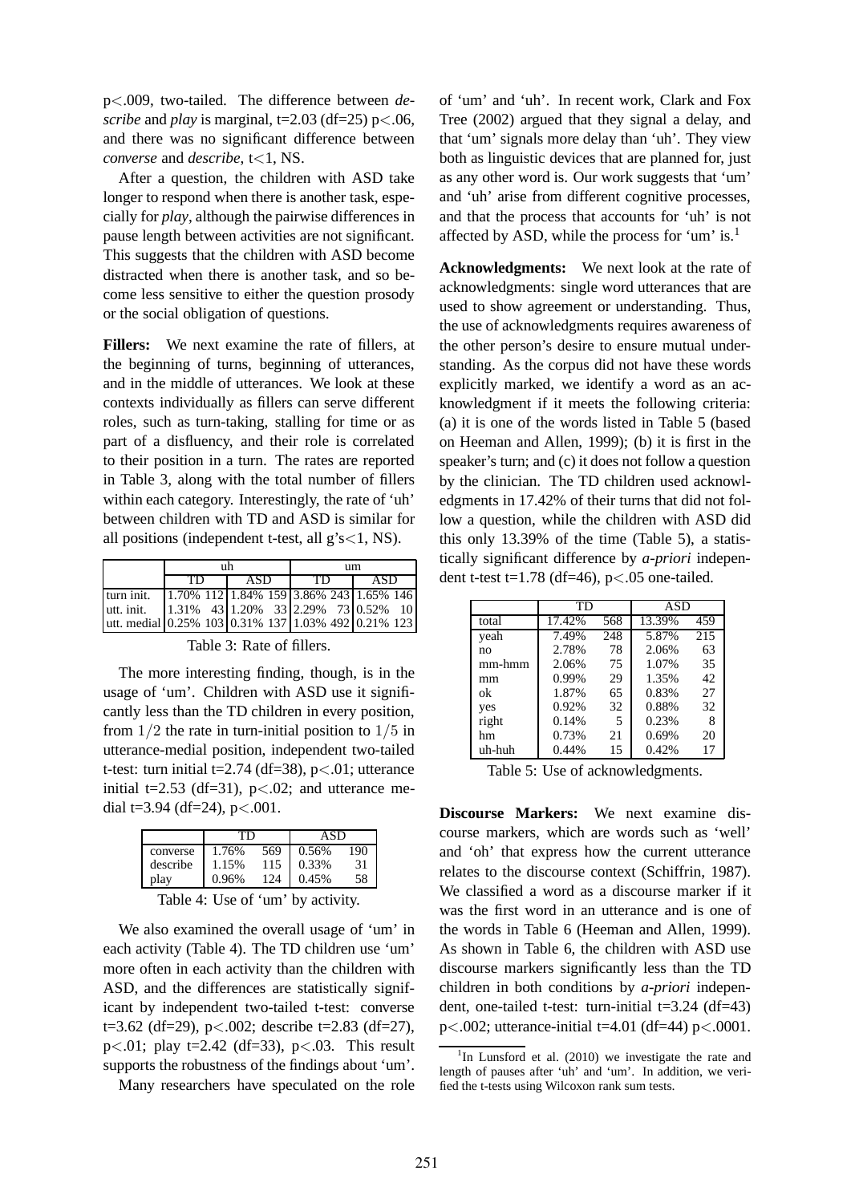p<.009, two-tailed. The difference between *describe* and *play* is marginal, t=2.03 (df=25) p<.06, and there was no significant difference between *converse* and *describe*, t<1, NS.

After a question, the children with ASD take longer to respond when there is another task, especially for *play*, although the pairwise differences in pause length between activities are not significant. This suggests that the children with ASD become distracted when there is another task, and so become less sensitive to either the question prosody or the social obligation of questions.

**Fillers:** We next examine the rate of fillers, at the beginning of turns, beginning of utterances, and in the middle of utterances. We look at these contexts individually as fillers can serve different roles, such as turn-taking, stalling for time or as part of a disfluency, and their role is correlated to their position in a turn. The rates are reported in Table 3, along with the total number of fillers within each category. Interestingly, the rate of 'uh' between children with TD and ASD is similar for all positions (independent t-test, all g's<1, NS).

| | uh | | | | um | | | |
|---|---|---|---|---|---|---|---|---|
| | TD | | ASD | | TD | | ASD | |
| turn init. | 1.70% | 112 | 1.84% | 159 | 3.86% | 243 | 1.65% | 146 |
| utt. init. | 1.31% | 43 | 1.20% | 33 | 2.29% | 73 | 0.52% | 10 |
| utt. medial | 0.25% | 103 | 0.31% | 137 | 1.03% | 492 | 0.21% | 123 |

Table 3: Rate of fillers.

The more interesting finding, though, is in the usage of 'um'. Children with ASD use it significantly less than the TD children in every position, from $1/2$ the rate in turn-initial position to $1/5$ in utterance-medial position, independent two-tailed t-test: turn initial t=2.74 (df=38), p<.01; utterance initial t=2.53 (df=31), p<.02; and utterance medial t=3.94 (df=24), p<.001.

| | TD | | ASD | |
|---|---|---|---|---|
| converse | 1.76% | 569 | 0.56% | 190 |
| describe | 1.15% | 115 | 0.33% | 31 |
| play | 0.96% | 124 | 0.45% | 58 |

Table 4: Use of 'um' by activity.

We also examined the overall usage of 'um' in each activity (Table 4). The TD children use 'um' more often in each activity than the children with ASD, and the differences are statistically significant by independent two-tailed t-test: converse t=3.62 (df=29), p<.002; describe t=2.83 (df=27), p<.01; play t=2.42 (df=33), p<.03. This result supports the robustness of the findings about 'um'.

Many researchers have speculated on the role of 'um' and 'uh'. In recent work, Clark and Fox Tree (2002) argued that they signal a delay, and that 'um' signals more delay than 'uh'. They view both as linguistic devices that are planned for, just as any other word is. Our work suggests that 'um' and 'uh' arise from different cognitive processes, and that the process that accounts for 'uh' is not affected by ASD, while the process for 'um' is.[1]

**Acknowledgments:** We next look at the rate of acknowledgments: single word utterances that are used to show agreement or understanding. Thus, the use of acknowledgments requires awareness of the other person's desire to ensure mutual understanding. As the corpus did not have these words explicitly marked, we identify a word as an acknowledgment if it meets the following criteria: (a) it is one of the words listed in Table 5 (based on Heeman and Allen, 1999); (b) it is first in the speaker's turn; and (c) it does not follow a question by the clinician. The TD children used acknowledgments in 17.42% of their turns that did not follow a question, while the children with ASD did this only 13.39% of the time (Table 5), a statistically significant difference by *a-priori* independent t-test t=1.78 (df=46), p<.05 one-tailed.

| | TD | | ASD | |
|---|---|---|---|---|
| total | 17.42% | 568 | 13.39% | 459 |
| yeah | 7.49% | 248 | 5.87% | 215 |
| no | 2.78% | 78 | 2.06% | 63 |
| mm-hmm | 2.06% | 75 | 1.07% | 35 |
| mm | 0.99% | 29 | 1.35% | 42 |
| ok | 1.87% | 65 | 0.83% | 27 |
| yes | 0.92% | 32 | 0.88% | 32 |
| right | 0.14% | 5 | 0.23% | 8 |
| hm | 0.73% | 21 | 0.69% | 20 |
| uh-huh | 0.44% | 15 | 0.42% | 17 |

Table 5: Use of acknowledgments.

**Discourse Markers:** We next examine discourse markers, which are words such as 'well' and 'oh' that express how the current utterance relates to the discourse context (Schiffrin, 1987). We classified a word as a discourse marker if it was the first word in an utterance and is one of the words in Table 6 (Heeman and Allen, 1999). As shown in Table 6, the children with ASD use discourse markers significantly less than the TD children in both conditions by *a-priori* independent, one-tailed t-test: turn-initial t=3.24 (df=43) p<.002; utterance-initial t=4.01 (df=44) p<.0001.

[1] In Lunsford et al. (2010) we investigate the rate and length of pauses after 'uh' and 'um'. In addition, we verified the t-tests using Wilcoxon rank sum tests.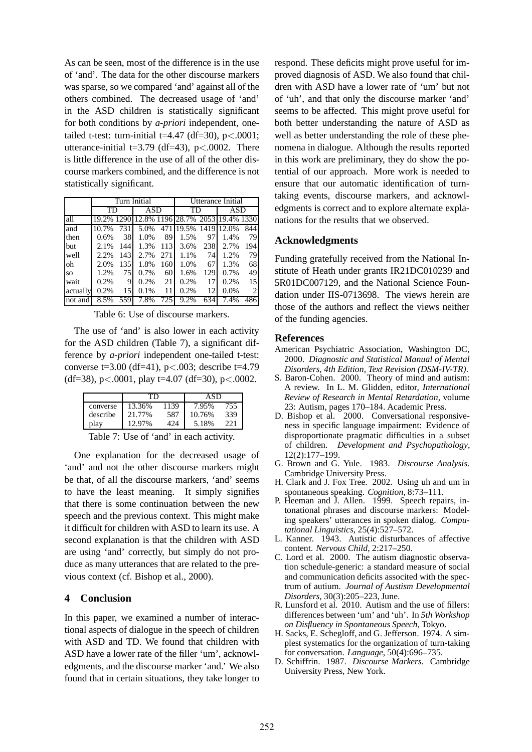As can be seen, most of the difference is in the use of 'and'. The data for the other discourse markers was sparse, so we compared 'and' against all of the others combined. The decreased usage of 'and' in the ASD children is statistically significant for both conditions by *a-priori* independent, one-tailed t-test: turn-initial t=4.47 (df=30), $p<.0001$; utterance-initial t=3.79 (df=43), $p<.0002$. There is little difference in the use of all of the other discourse markers combined, and the difference is not statistically significant.

| | Turn Initial | | | | Utterance Initial | | | |
|---|---|---|---|---|---|---|---|---|
| | TD | | ASD | | TD | | ASD | |
| all | 19.2% | 1290 | 12.8% | 1196 | 28.7% | 2053 | 19.4% | 1330 |
| and | 10.7% | 731 | 5.0% | 471 | 19.5% | 1419 | 12.0% | 844 |
| then | 0.6% | 38 | 1.0% | 89 | 1.5% | 97 | 1.4% | 79 |
| but | 2.1% | 144 | 1.3% | 113 | 3.6% | 238 | 2.7% | 194 |
| well | 2.2% | 143 | 2.7% | 271 | 1.1% | 74 | 1.2% | 79 |
| oh | 2.0% | 135 | 1.8% | 160 | 1.0% | 67 | 1.3% | 68 |
| so | 1.2% | 75 | 0.7% | 60 | 1.6% | 129 | 0.7% | 49 |
| wait | 0.2% | 9 | 0.2% | 21 | 0.2% | 17 | 0.2% | 15 |
| actually | 0.2% | 15 | 0.1% | 11 | 0.2% | 12 | 0.0% | 2 |
| not and | 8.5% | 559 | 7.8% | 725 | 9.2% | 634 | 7.4% | 486 |

Table 6: Use of discourse markers.

The use of 'and' is also lower in each activity for the ASD children (Table 7), a significant difference by *a-priori* independent one-tailed t-test: converse t=3.00 (df=41), $p<.003$; describe t=4.79 (df=38), $p<.0001$, play t=4.07 (df=30), $p<.0002$.

| | TD | | ASD | |
|---|---|---|---|---|
| converse | 13.36% | 1139 | 7.95% | 755 |
| describe | 21.77% | 587 | 10.76% | 339 |
| play | 12.97% | 424 | 5.18% | 221 |

Table 7: Use of 'and' in each activity.

One explanation for the decreased usage of 'and' and not the other discourse markers might be that, of all the discourse markers, 'and' seems to have the least meaning. It simply signifies that there is some continuation between the new speech and the previous context. This might make it difficult for children with ASD to learn its use. A second explanation is that the children with ASD are using 'and' correctly, but simply do not produce as many utterances that are related to the previous context (cf. Bishop et al., 2000).

## 4 Conclusion

In this paper, we examined a number of interactional aspects of dialogue in the speech of children with ASD and TD. We found that children with ASD have a lower rate of the filler 'um', acknowledgments, and the discourse marker 'and.' We also found that in certain situations, they take longer to respond. These deficits might prove useful for improved diagnosis of ASD. We also found that children with ASD have a lower rate of 'um' but not of 'uh', and that only the discourse marker 'and' seems to be affected. This might prove useful for both better understanding the nature of ASD as well as better understanding the role of these phenomena in dialogue. Although the results reported in this work are preliminary, they do show the potential of our approach. More work is needed to ensure that our automatic identification of turn-taking events, discourse markers, and acknowledgments is correct and to explore alternate explanations for the results that we observed.

## Acknowledgments

Funding gratefully received from the National Institute of Heath under grants IR21DC010239 and 5R01DC007129, and the National Science Foundation under IIS-0713698. The views herein are those of the authors and reflect the views neither of the funding agencies.

## References

American Psychiatric Association, Washington DC, 2000. *Diagnostic and Statistical Manual of Mental Disorders, 4th Edition, Text Revision (DSM-IV-TR)*.

S. Baron-Cohen. 2000. Theory of mind and autism: A review. In L. M. Glidden, editor, *International Review of Research in Mental Retardation*, volume 23: Autism, pages 170–184. Academic Press.

D. Bishop et al. 2000. Conversational responsiveness in specific language impairment: Evidence of disproportionate pragmatic difficulties in a subset of children. *Development and Psychopathology*, 12(2):177–199.

G. Brown and G. Yule. 1983. *Discourse Analysis*. Cambridge University Press.

H. Clark and J. Fox Tree. 2002. Using uh and um in spontaneous speaking. *Cognition*, 8:73–111.

P. Heeman and J. Allen. 1999. Speech repairs, intonational phrases and discourse markers: Modeling speakers' utterances in spoken dialog. *Computational Linguistics*, 25(4):527–572.

L. Kanner. 1943. Autistic disturbances of affective content. *Nervous Child*, 2:217–250.

C. Lord et al. 2000. The autism diagnostic observation schedule-generic: a standard measure of social and communication deficits associted with the spectrum of autium. *Journal of Austism Developmental Disorders*, 30(3):205–223, June.

R. Lunsford et al. 2010. Autism and the use of fillers: differences between 'um' and 'uh'. In *5th Workshop on Disfluency in Spontaneous Speech*, Tokyo.

H. Sacks, E. Schegloff, and G. Jefferson. 1974. A simplest systematics for the organization of turn-taking for conversation. *Language*, 50(4):696–735.

D. Schiffrin. 1987. *Discourse Markers*. Cambridge University Press, New York.